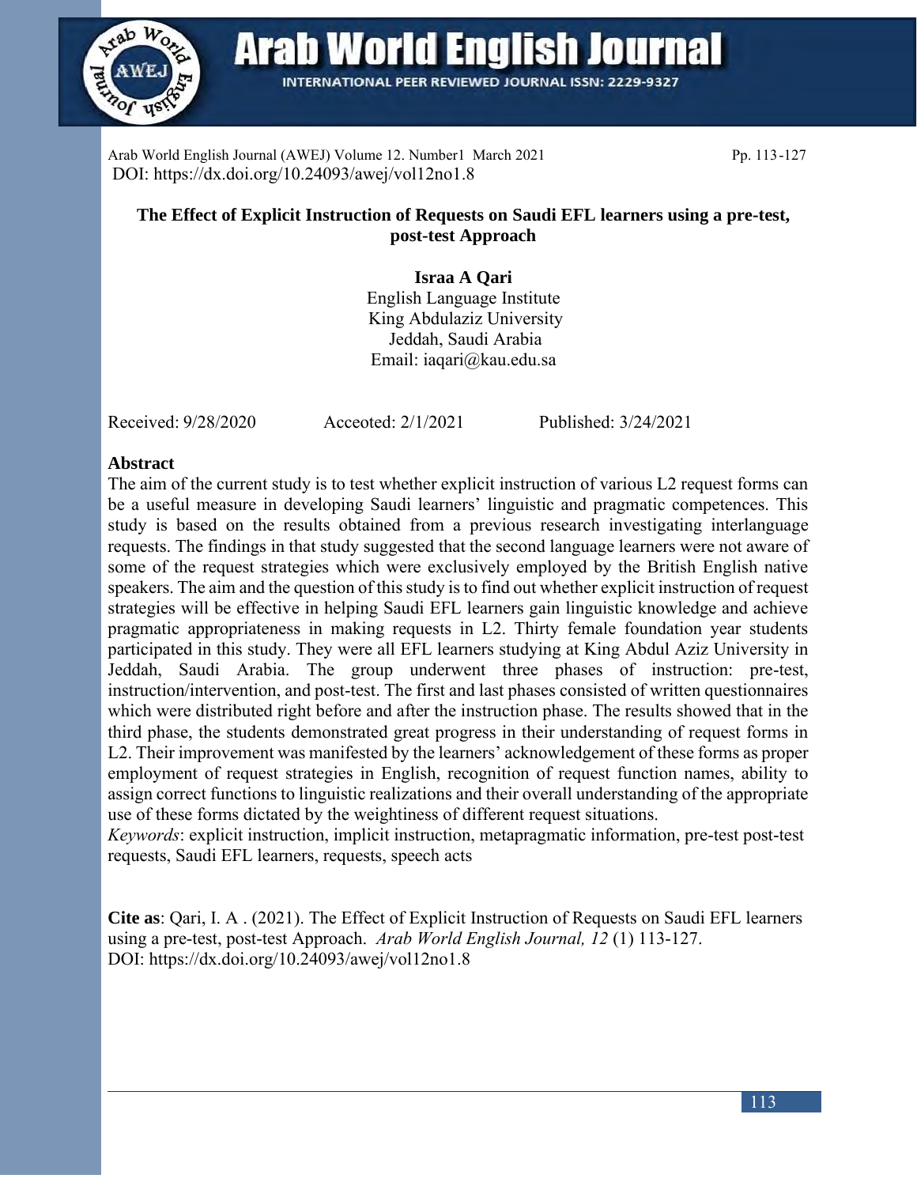# The Effect of Explicit Instruction of Requests on Saudi EFL learners using a pre-test, post-test Approach

**Israa A Qari**
English Language Institute
King Abdulaziz University
Jeddah, Saudi Arabia
Email: iaqari@kau.edu.sa

Received: 9/28/2020 Acceoted: 2/1/2021 Published: 3/24/2021

## Abstract

The aim of the current study is to test whether explicit instruction of various L2 request forms can be a useful measure in developing Saudi learners' linguistic and pragmatic competences. This study is based on the results obtained from a previous research investigating interlanguage requests. The findings in that study suggested that the second language learners were not aware of some of the request strategies which were exclusively employed by the British English native speakers. The aim and the question of this study is to find out whether explicit instruction of request strategies will be effective in helping Saudi EFL learners gain linguistic knowledge and achieve pragmatic appropriateness in making requests in L2. Thirty female foundation year students participated in this study. They were all EFL learners studying at King Abdul Aziz University in Jeddah, Saudi Arabia. The group underwent three phases of instruction: pre-test, instruction/intervention, and post-test. The first and last phases consisted of written questionnaires which were distributed right before and after the instruction phase. The results showed that in the third phase, the students demonstrated great progress in their understanding of request forms in L2. Their improvement was manifested by the learners' acknowledgement of these forms as proper employment of request strategies in English, recognition of request function names, ability to assign correct functions to linguistic realizations and their overall understanding of the appropriate use of these forms dictated by the weightiness of different request situations.

*Keywords*: explicit instruction, implicit instruction, metapragmatic information, pre-test post-test requests, Saudi EFL learners, requests, speech acts

**Cite as**: Qari, I. A . (2021). The Effect of Explicit Instruction of Requests on Saudi EFL learners using a pre-test, post-test Approach. *Arab World English Journal, 12* (1) 113-127. DOI: https://dx.doi.org/10.24093/awej/vol12no1.8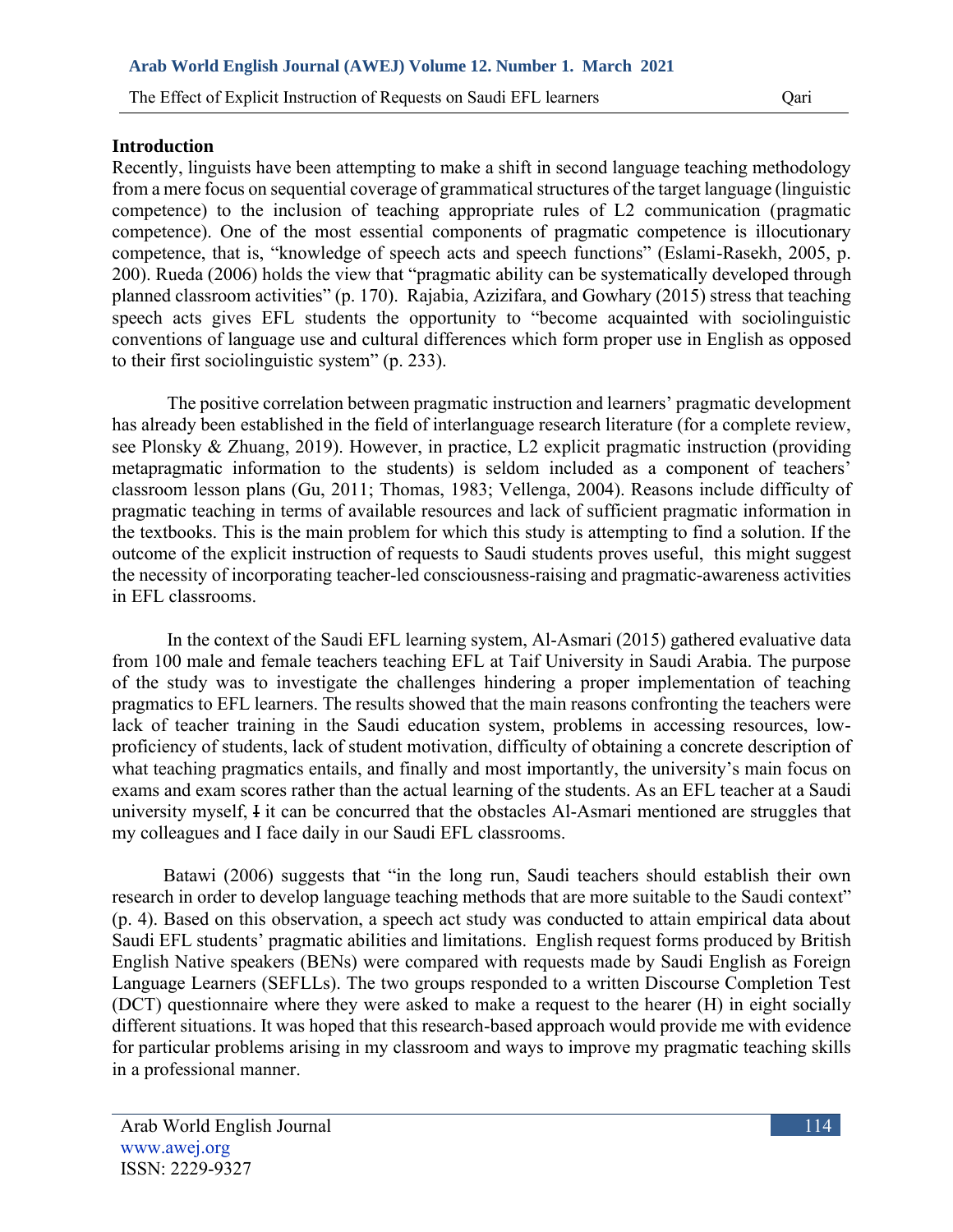## Introduction

Recently, linguists have been attempting to make a shift in second language teaching methodology from a mere focus on sequential coverage of grammatical structures of the target language (linguistic competence) to the inclusion of teaching appropriate rules of L2 communication (pragmatic competence). One of the most essential components of pragmatic competence is illocutionary competence, that is, "knowledge of speech acts and speech functions" (Eslami-Rasekh, 2005, p. 200). Rueda (2006) holds the view that "pragmatic ability can be systematically developed through planned classroom activities" (p. 170). Rajabia, Azizifara, and Gowhary (2015) stress that teaching speech acts gives EFL students the opportunity to "become acquainted with sociolinguistic conventions of language use and cultural differences which form proper use in English as opposed to their first sociolinguistic system" (p. 233).

The positive correlation between pragmatic instruction and learners' pragmatic development has already been established in the field of interlanguage research literature (for a complete review, see Plonsky & Zhuang, 2019). However, in practice, L2 explicit pragmatic instruction (providing metapragmatic information to the students) is seldom included as a component of teachers' classroom lesson plans (Gu, 2011; Thomas, 1983; Vellenga, 2004). Reasons include difficulty of pragmatic teaching in terms of available resources and lack of sufficient pragmatic information in the textbooks. This is the main problem for which this study is attempting to find a solution. If the outcome of the explicit instruction of requests to Saudi students proves useful, this might suggest the necessity of incorporating teacher-led consciousness-raising and pragmatic-awareness activities in EFL classrooms.

In the context of the Saudi EFL learning system, Al-Asmari (2015) gathered evaluative data from 100 male and female teachers teaching EFL at Taif University in Saudi Arabia. The purpose of the study was to investigate the challenges hindering a proper implementation of teaching pragmatics to EFL learners. The results showed that the main reasons confronting the teachers were lack of teacher training in the Saudi education system, problems in accessing resources, low-proficiency of students, lack of student motivation, difficulty of obtaining a concrete description of what teaching pragmatics entails, and finally and most importantly, the university's main focus on exams and exam scores rather than the actual learning of the students. As an EFL teacher at a Saudi university myself, ~~I~~ it can be concurred that the obstacles Al-Asmari mentioned are struggles that my colleagues and I face daily in our Saudi EFL classrooms.

Batawi (2006) suggests that "in the long run, Saudi teachers should establish their own research in order to develop language teaching methods that are more suitable to the Saudi context" (p. 4). Based on this observation, a speech act study was conducted to attain empirical data about Saudi EFL students' pragmatic abilities and limitations. English request forms produced by British English Native speakers (BENs) were compared with requests made by Saudi English as Foreign Language Learners (SEFLLs). The two groups responded to a written Discourse Completion Test (DCT) questionnaire where they were asked to make a request to the hearer (H) in eight socially different situations. It was hoped that this research-based approach would provide me with evidence for particular problems arising in my classroom and ways to improve my pragmatic teaching skills in a professional manner.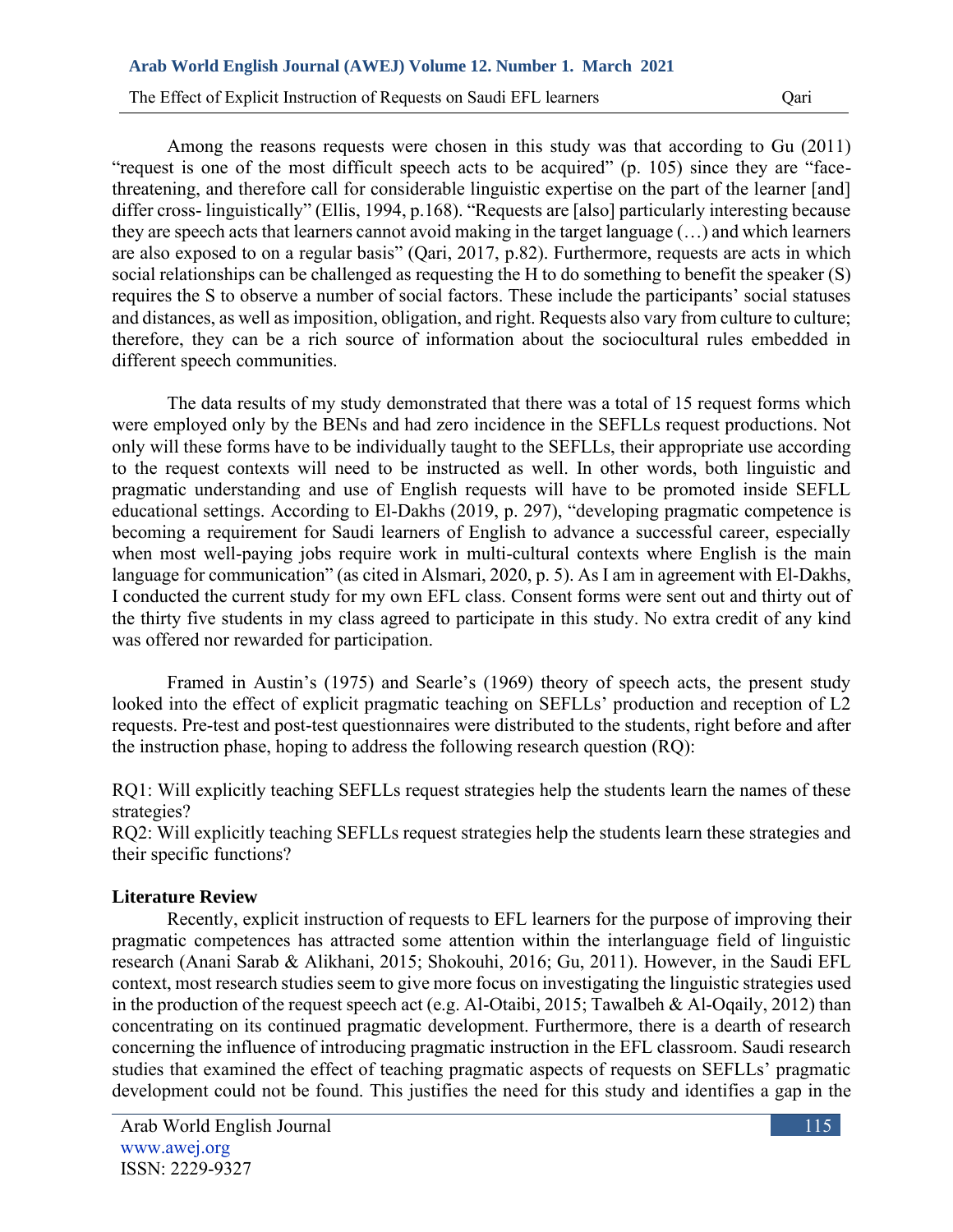Among the reasons requests were chosen in this study was that according to Gu (2011) "request is one of the most difficult speech acts to be acquired" (p. 105) since they are "face-threatening, and therefore call for considerable linguistic expertise on the part of the learner [and] differ cross- linguistically" (Ellis, 1994, p.168). "Requests are [also] particularly interesting because they are speech acts that learners cannot avoid making in the target language (…) and which learners are also exposed to on a regular basis" (Qari, 2017, p.82). Furthermore, requests are acts in which social relationships can be challenged as requesting the H to do something to benefit the speaker (S) requires the S to observe a number of social factors. These include the participants' social statuses and distances, as well as imposition, obligation, and right. Requests also vary from culture to culture; therefore, they can be a rich source of information about the sociocultural rules embedded in different speech communities.

The data results of my study demonstrated that there was a total of 15 request forms which were employed only by the BENs and had zero incidence in the SEFLLs request productions. Not only will these forms have to be individually taught to the SEFLLs, their appropriate use according to the request contexts will need to be instructed as well. In other words, both linguistic and pragmatic understanding and use of English requests will have to be promoted inside SEFLL educational settings. According to El-Dakhs (2019, p. 297), "developing pragmatic competence is becoming a requirement for Saudi learners of English to advance a successful career, especially when most well-paying jobs require work in multi-cultural contexts where English is the main language for communication" (as cited in Alsmari, 2020, p. 5). As I am in agreement with El-Dakhs, I conducted the current study for my own EFL class. Consent forms were sent out and thirty out of the thirty five students in my class agreed to participate in this study. No extra credit of any kind was offered nor rewarded for participation.

Framed in Austin's (1975) and Searle's (1969) theory of speech acts, the present study looked into the effect of explicit pragmatic teaching on SEFLLs' production and reception of L2 requests. Pre-test and post-test questionnaires were distributed to the students, right before and after the instruction phase, hoping to address the following research question (RQ):

RQ1: Will explicitly teaching SEFLLs request strategies help the students learn the names of these strategies?
RQ2: Will explicitly teaching SEFLLs request strategies help the students learn these strategies and their specific functions?

## Literature Review

Recently, explicit instruction of requests to EFL learners for the purpose of improving their pragmatic competences has attracted some attention within the interlanguage field of linguistic research (Anani Sarab & Alikhani, 2015; Shokouhi, 2016; Gu, 2011). However, in the Saudi EFL context, most research studies seem to give more focus on investigating the linguistic strategies used in the production of the request speech act (e.g. Al-Otaibi, 2015; Tawalbeh & Al-Oqaily, 2012) than concentrating on its continued pragmatic development. Furthermore, there is a dearth of research concerning the influence of introducing pragmatic instruction in the EFL classroom. Saudi research studies that examined the effect of teaching pragmatic aspects of requests on SEFLLs' pragmatic development could not be found. This justifies the need for this study and identifies a gap in the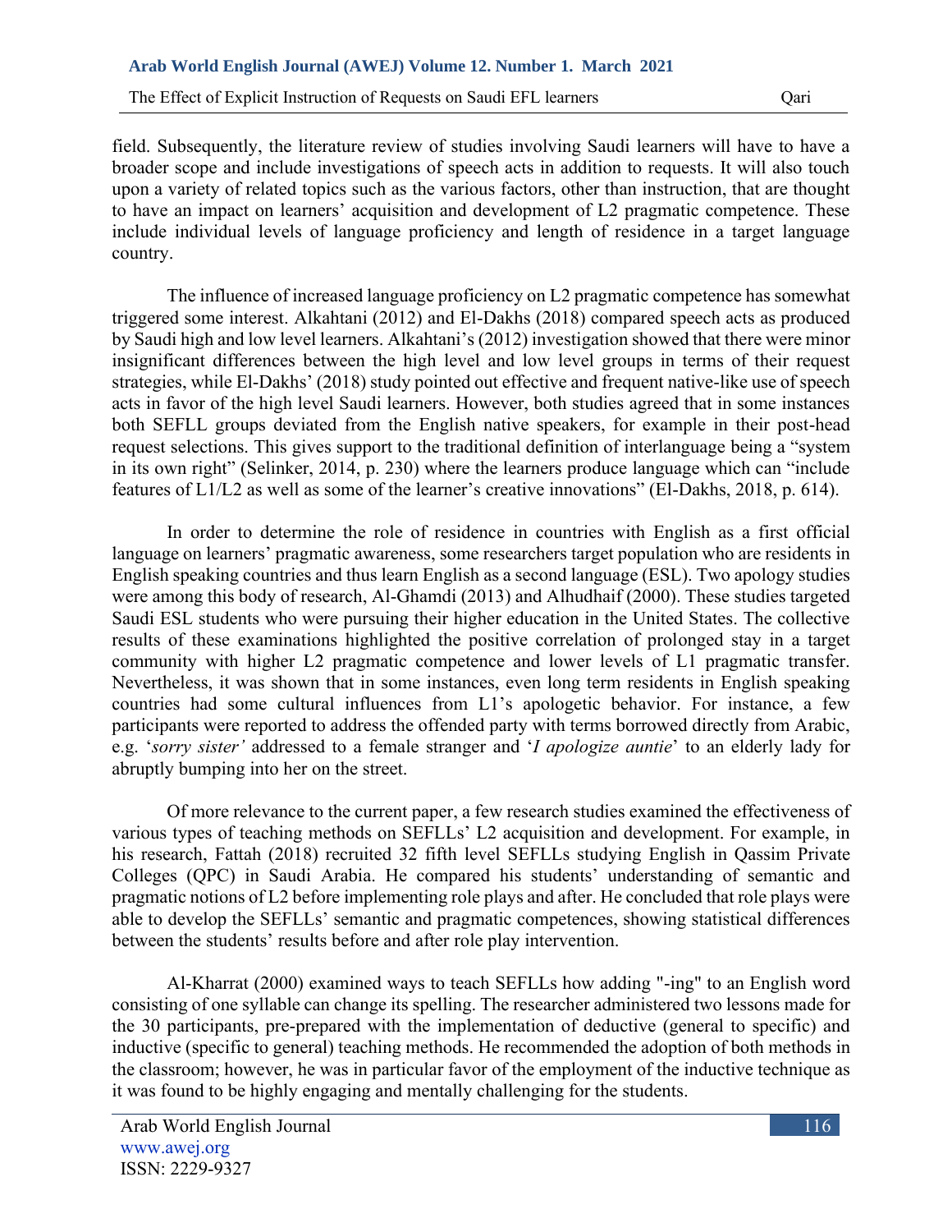field. Subsequently, the literature review of studies involving Saudi learners will have to have a broader scope and include investigations of speech acts in addition to requests. It will also touch upon a variety of related topics such as the various factors, other than instruction, that are thought to have an impact on learners' acquisition and development of L2 pragmatic competence. These include individual levels of language proficiency and length of residence in a target language country.

The influence of increased language proficiency on L2 pragmatic competence has somewhat triggered some interest. Alkahtani (2012) and El-Dakhs (2018) compared speech acts as produced by Saudi high and low level learners. Alkahtani's (2012) investigation showed that there were minor insignificant differences between the high level and low level groups in terms of their request strategies, while El-Dakhs' (2018) study pointed out effective and frequent native-like use of speech acts in favor of the high level Saudi learners. However, both studies agreed that in some instances both SEFLL groups deviated from the English native speakers, for example in their post-head request selections. This gives support to the traditional definition of interlanguage being a "system in its own right" (Selinker, 2014, p. 230) where the learners produce language which can "include features of L1/L2 as well as some of the learner's creative innovations" (El-Dakhs, 2018, p. 614).

In order to determine the role of residence in countries with English as a first official language on learners' pragmatic awareness, some researchers target population who are residents in English speaking countries and thus learn English as a second language (ESL). Two apology studies were among this body of research, Al-Ghamdi (2013) and Alhudhaif (2000). These studies targeted Saudi ESL students who were pursuing their higher education in the United States. The collective results of these examinations highlighted the positive correlation of prolonged stay in a target community with higher L2 pragmatic competence and lower levels of L1 pragmatic transfer. Nevertheless, it was shown that in some instances, even long term residents in English speaking countries had some cultural influences from L1's apologetic behavior. For instance, a few participants were reported to address the offended party with terms borrowed directly from Arabic, e.g. '*sorry sister'* addressed to a female stranger and '*I apologize auntie*' to an elderly lady for abruptly bumping into her on the street.

Of more relevance to the current paper, a few research studies examined the effectiveness of various types of teaching methods on SEFLLs' L2 acquisition and development. For example, in his research, Fattah (2018) recruited 32 fifth level SEFLLs studying English in Qassim Private Colleges (QPC) in Saudi Arabia. He compared his students' understanding of semantic and pragmatic notions of L2 before implementing role plays and after. He concluded that role plays were able to develop the SEFLLs' semantic and pragmatic competences, showing statistical differences between the students' results before and after role play intervention.

Al-Kharrat (2000) examined ways to teach SEFLLs how adding "-ing" to an English word consisting of one syllable can change its spelling. The researcher administered two lessons made for the 30 participants, pre-prepared with the implementation of deductive (general to specific) and inductive (specific to general) teaching methods. He recommended the adoption of both methods in the classroom; however, he was in particular favor of the employment of the inductive technique as it was found to be highly engaging and mentally challenging for the students.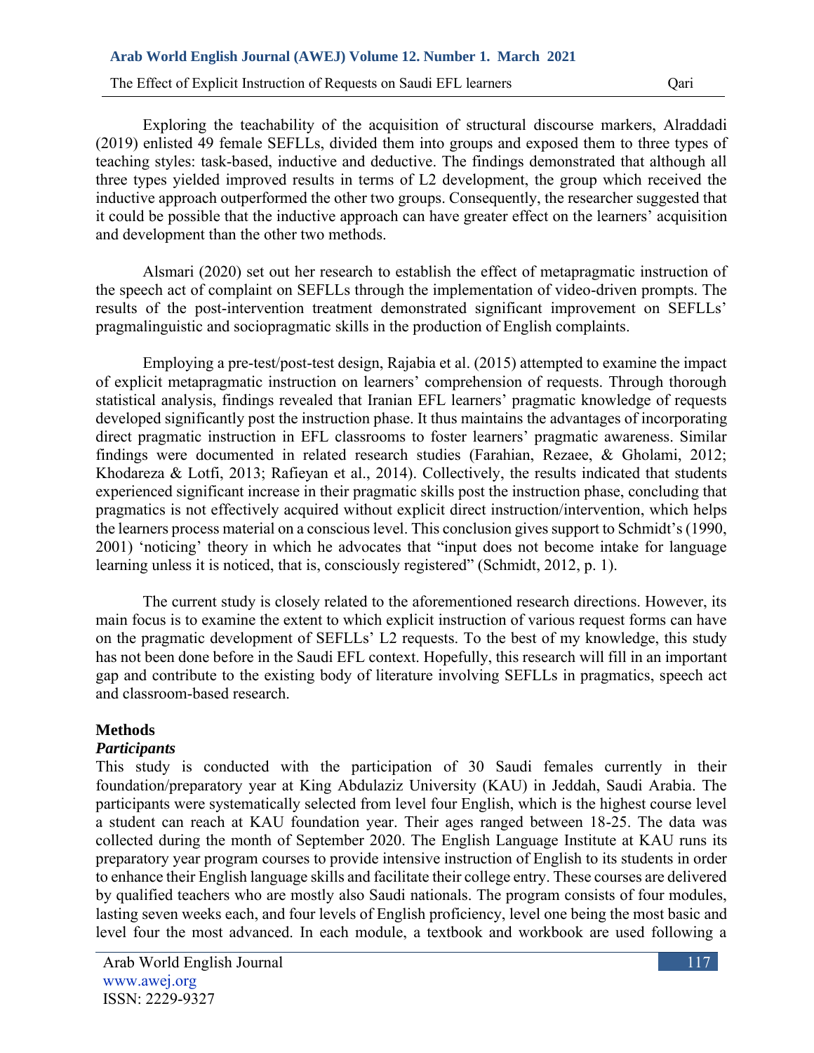Exploring the teachability of the acquisition of structural discourse markers, Alraddadi (2019) enlisted 49 female SEFLLs, divided them into groups and exposed them to three types of teaching styles: task-based, inductive and deductive. The findings demonstrated that although all three types yielded improved results in terms of L2 development, the group which received the inductive approach outperformed the other two groups. Consequently, the researcher suggested that it could be possible that the inductive approach can have greater effect on the learners' acquisition and development than the other two methods.

Alsmari (2020) set out her research to establish the effect of metapragmatic instruction of the speech act of complaint on SEFLLs through the implementation of video-driven prompts. The results of the post-intervention treatment demonstrated significant improvement on SEFLLs' pragmalinguistic and sociopragmatic skills in the production of English complaints.

Employing a pre-test/post-test design, Rajabia et al. (2015) attempted to examine the impact of explicit metapragmatic instruction on learners' comprehension of requests. Through thorough statistical analysis, findings revealed that Iranian EFL learners' pragmatic knowledge of requests developed significantly post the instruction phase. It thus maintains the advantages of incorporating direct pragmatic instruction in EFL classrooms to foster learners' pragmatic awareness. Similar findings were documented in related research studies (Farahian, Rezaee, & Gholami, 2012; Khodareza & Lotfi, 2013; Rafieyan et al., 2014). Collectively, the results indicated that students experienced significant increase in their pragmatic skills post the instruction phase, concluding that pragmatics is not effectively acquired without explicit direct instruction/intervention, which helps the learners process material on a conscious level. This conclusion gives support to Schmidt's (1990, 2001) 'noticing' theory in which he advocates that "input does not become intake for language learning unless it is noticed, that is, consciously registered" (Schmidt, 2012, p. 1).

The current study is closely related to the aforementioned research directions. However, its main focus is to examine the extent to which explicit instruction of various request forms can have on the pragmatic development of SEFLLs' L2 requests. To the best of my knowledge, this study has not been done before in the Saudi EFL context. Hopefully, this research will fill in an important gap and contribute to the existing body of literature involving SEFLLs in pragmatics, speech act and classroom-based research.

## Methods

### *Participants*

This study is conducted with the participation of 30 Saudi females currently in their foundation/preparatory year at King Abdulaziz University (KAU) in Jeddah, Saudi Arabia. The participants were systematically selected from level four English, which is the highest course level a student can reach at KAU foundation year. Their ages ranged between 18-25. The data was collected during the month of September 2020. The English Language Institute at KAU runs its preparatory year program courses to provide intensive instruction of English to its students in order to enhance their English language skills and facilitate their college entry. These courses are delivered by qualified teachers who are mostly also Saudi nationals. The program consists of four modules, lasting seven weeks each, and four levels of English proficiency, level one being the most basic and level four the most advanced. In each module, a textbook and workbook are used following a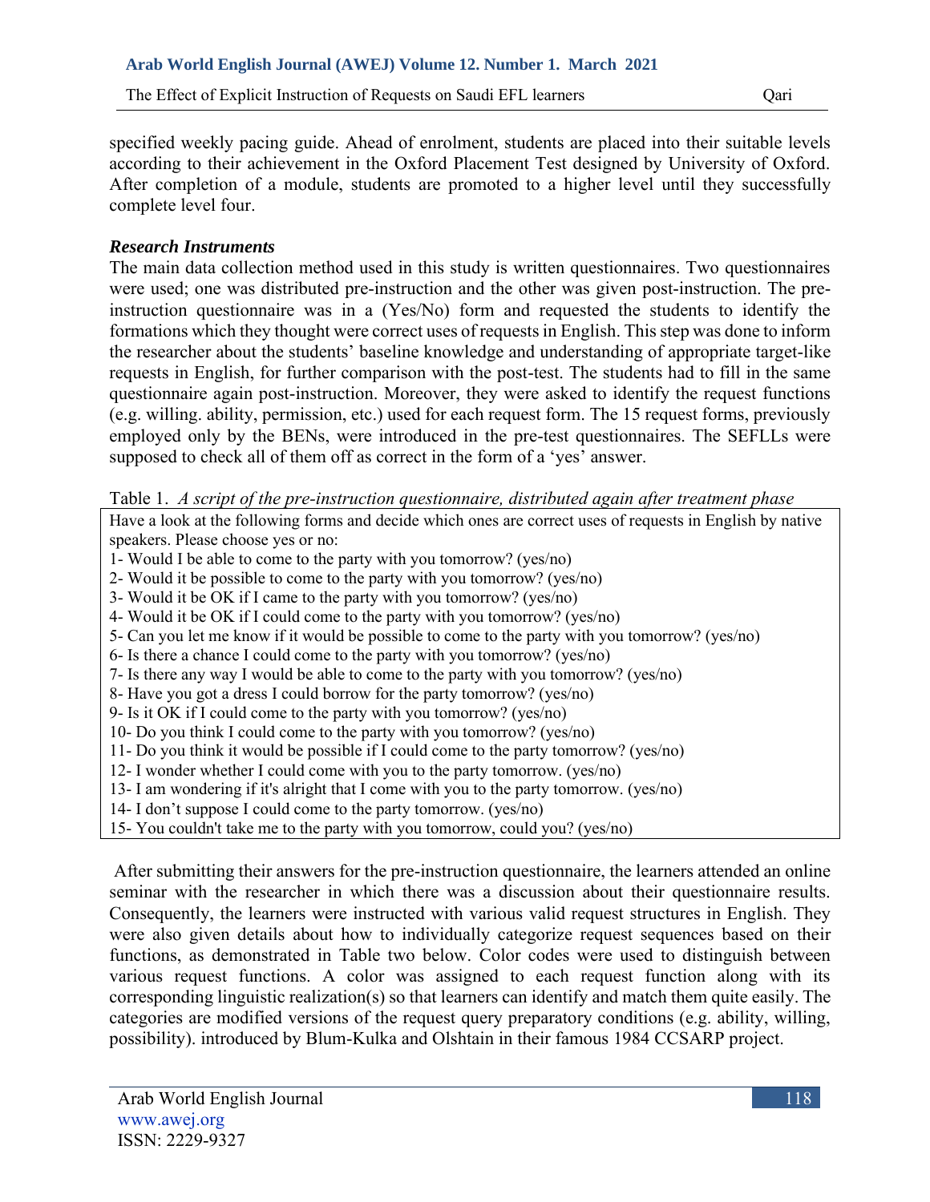specified weekly pacing guide. Ahead of enrolment, students are placed into their suitable levels according to their achievement in the Oxford Placement Test designed by University of Oxford. After completion of a module, students are promoted to a higher level until they successfully complete level four.

### *Research Instruments*

The main data collection method used in this study is written questionnaires. Two questionnaires were used; one was distributed pre-instruction and the other was given post-instruction. The pre-instruction questionnaire was in a (Yes/No) form and requested the students to identify the formations which they thought were correct uses of requests in English. This step was done to inform the researcher about the students' baseline knowledge and understanding of appropriate target-like requests in English, for further comparison with the post-test. The students had to fill in the same questionnaire again post-instruction. Moreover, they were asked to identify the request functions (e.g. willing. ability, permission, etc.) used for each request form. The 15 request forms, previously employed only by the BENs, were introduced in the pre-test questionnaires. The SEFLLs were supposed to check all of them off as correct in the form of a 'yes' answer.

Table 1. *A script of the pre-instruction questionnaire, distributed again after treatment phase*

| Have a look at the following forms and decide which ones are correct uses of requests in English by native speakers. Please choose yes or no: |
|---|
| 1- Would I be able to come to the party with you tomorrow? (yes/no) |
| 2- Would it be possible to come to the party with you tomorrow? (yes/no) |
| 3- Would it be OK if I came to the party with you tomorrow? (yes/no) |
| 4- Would it be OK if I could come to the party with you tomorrow? (yes/no) |
| 5- Can you let me know if it would be possible to come to the party with you tomorrow? (yes/no) |
| 6- Is there a chance I could come to the party with you tomorrow? (yes/no) |
| 7- Is there any way I would be able to come to the party with you tomorrow? (yes/no) |
| 8- Have you got a dress I could borrow for the party tomorrow? (yes/no) |
| 9- Is it OK if I could come to the party with you tomorrow? (yes/no) |
| 10- Do you think I could come to the party with you tomorrow? (yes/no) |
| 11- Do you think it would be possible if I could come to the party tomorrow? (yes/no) |
| 12- I wonder whether I could come with you to the party tomorrow. (yes/no) |
| 13- I am wondering if it's alright that I come with you to the party tomorrow. (yes/no) |
| 14- I don't suppose I could come to the party tomorrow. (yes/no) |
| 15- You couldn't take me to the party with you tomorrow, could you? (yes/no) |

After submitting their answers for the pre-instruction questionnaire, the learners attended an online seminar with the researcher in which there was a discussion about their questionnaire results. Consequently, the learners were instructed with various valid request structures in English. They were also given details about how to individually categorize request sequences based on their functions, as demonstrated in Table two below. Color codes were used to distinguish between various request functions. A color was assigned to each request function along with its corresponding linguistic realization(s) so that learners can identify and match them quite easily. The categories are modified versions of the request query preparatory conditions (e.g. ability, willing, possibility). introduced by Blum-Kulka and Olshtain in their famous 1984 CCSARP project.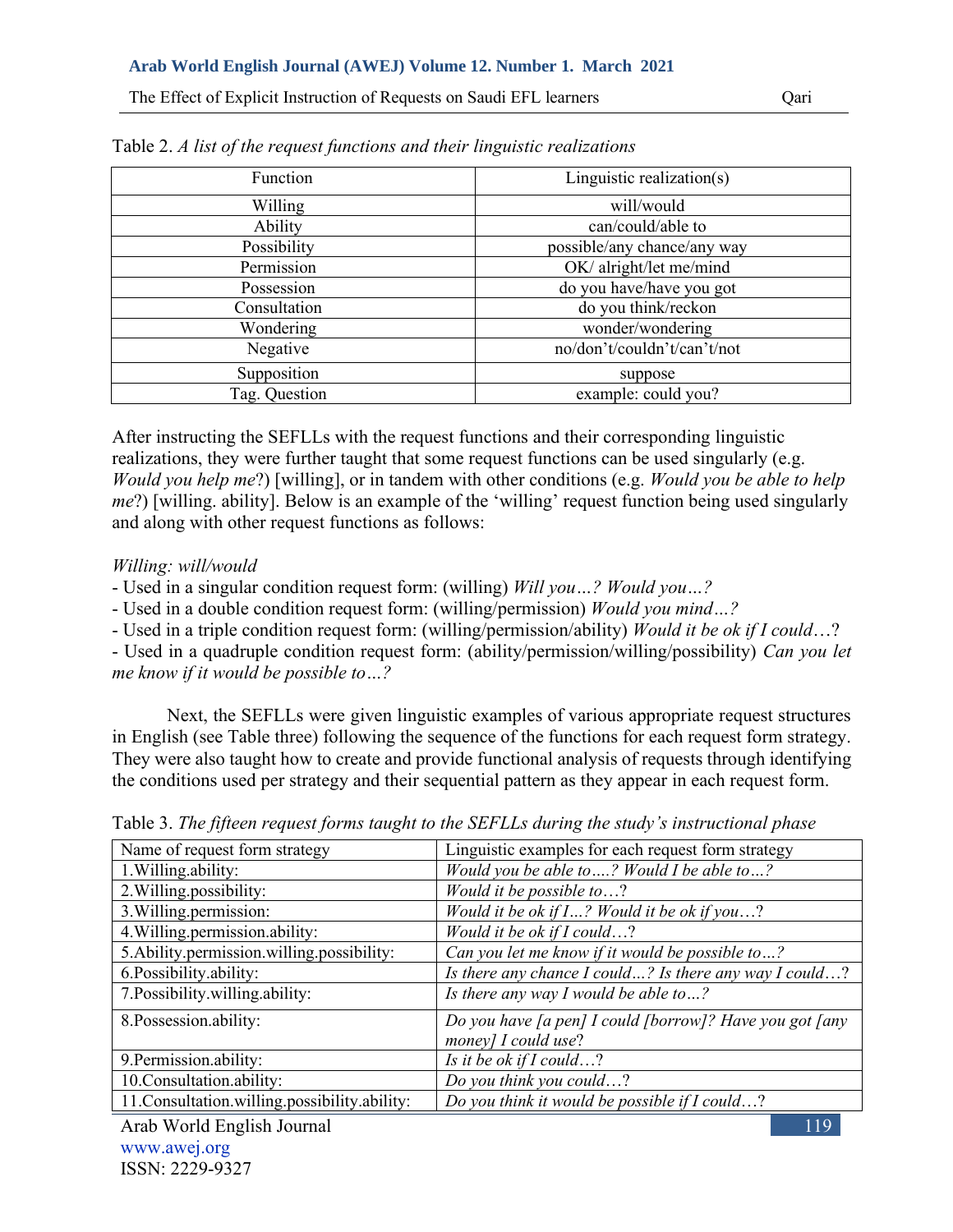Table 2. *A list of the request functions and their linguistic realizations*

| Function | Linguistic realization(s) |
|---|---|
| Willing | will/would |
| Ability | can/could/able to |
| Possibility | possible/any chance/any way |
| Permission | OK/ alright/let me/mind |
| Possession | do you have/have you got |
| Consultation | do you think/reckon |
| Wondering | wonder/wondering |
| Negative | no/don't/couldn't/can't/not |
| Supposition | suppose |
| Tag. Question | example: could you? |

After instructing the SEFLLs with the request functions and their corresponding linguistic realizations, they were further taught that some request functions can be used singularly (e.g. *Would you help me*?) [willing], or in tandem with other conditions (e.g. *Would you be able to help me*?) [willing. ability]. Below is an example of the 'willing' request function being used singularly and along with other request functions as follows:

*Willing: will/would*

- Used in a singular condition request form: (willing) *Will you…? Would you…?*
- Used in a double condition request form: (willing/permission) *Would you mind…?*
- Used in a triple condition request form: (willing/permission/ability) *Would it be ok if I could*…?
- Used in a quadruple condition request form: (ability/permission/willing/possibility) *Can you let me know if it would be possible to…?*

Next, the SEFLLs were given linguistic examples of various appropriate request structures in English (see Table three) following the sequence of the functions for each request form strategy. They were also taught how to create and provide functional analysis of requests through identifying the conditions used per strategy and their sequential pattern as they appear in each request form.

Table 3. *The fifteen request forms taught to the SEFLLs during the study's instructional phase*

| Name of request form strategy | Linguistic examples for each request form strategy |
|---|---|
| 1.Willing.ability: | *Would you be able to….? Would I be able to…?* |
| 2.Willing.possibility: | *Would it be possible to*…? |
| 3.Willing.permission: | *Would it be ok if I…? Would it be ok if you*…? |
| 4.Willing.permission.ability: | *Would it be ok if I could*…? |
| 5.Ability.permission.willing.possibility: | *Can you let me know if it would be possible to…?* |
| 6.Possibility.ability: | *Is there any chance I could…? Is there any way I could*…? |
| 7.Possibility.willing.ability: | *Is there any way I would be able to…?* |
| 8.Possession.ability: | *Do you have [a pen] I could [borrow]? Have you got [any money] I could use*? |
| 9.Permission.ability: | *Is it be ok if I could*…? |
| 10.Consultation.ability: | *Do you think you could*…? |
| 11.Consultation.willing.possibility.ability: | *Do you think it would be possible if I could*…? |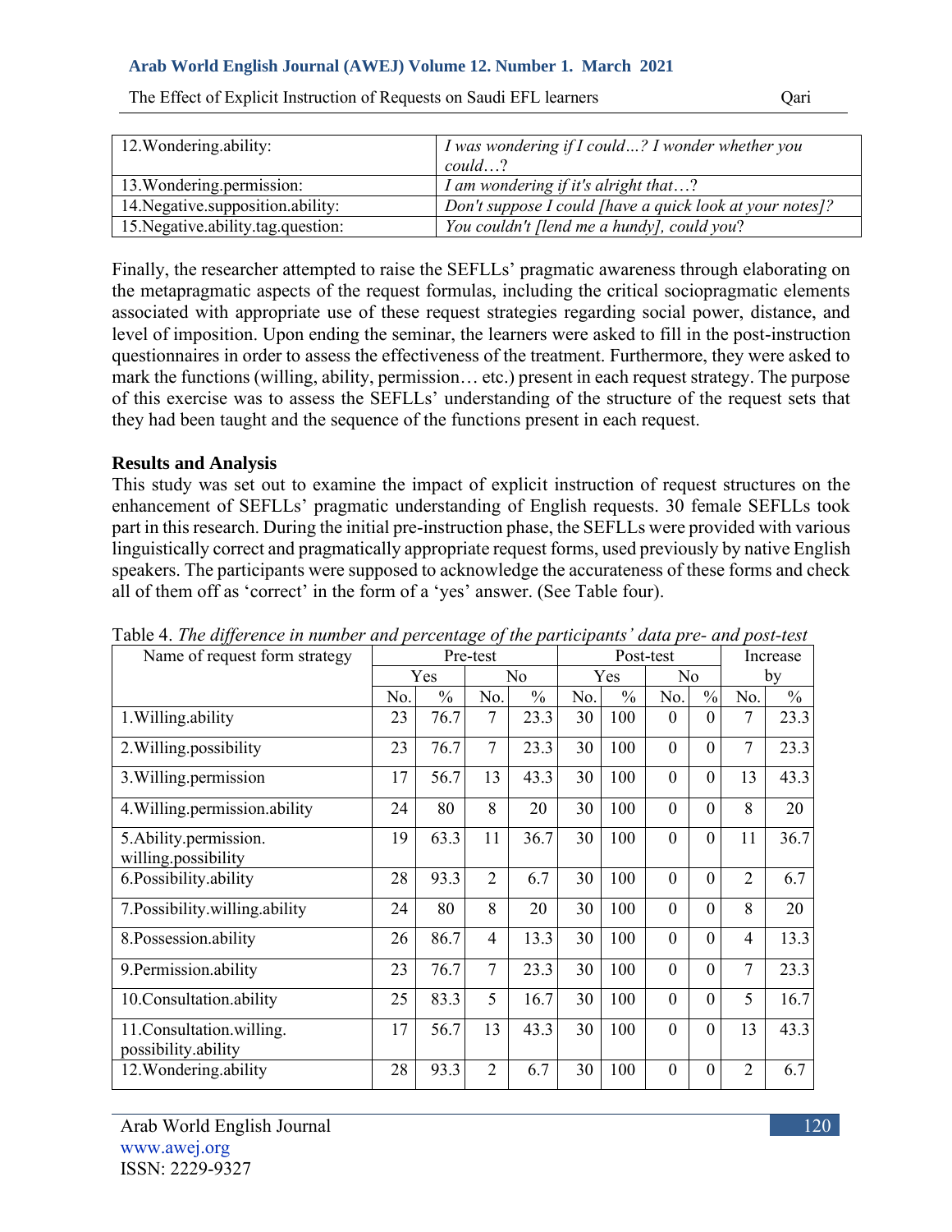| 12.Wondering.ability: | *I was wondering if I could…? I wonder whether you could…?* |
|---|---|
| 13.Wondering.permission: | *I am wondering if it's alright that…?* |
| 14.Negative.supposition.ability: | *Don't suppose I could [have a quick look at your notes]?* |
| 15.Negative.ability.tag.question: | *You couldn't [lend me a hundy], could you*? |

Finally, the researcher attempted to raise the SEFLLs' pragmatic awareness through elaborating on the metapragmatic aspects of the request formulas, including the critical sociopragmatic elements associated with appropriate use of these request strategies regarding social power, distance, and level of imposition. Upon ending the seminar, the learners were asked to fill in the post-instruction questionnaires in order to assess the effectiveness of the treatment. Furthermore, they were asked to mark the functions (willing, ability, permission… etc.) present in each request strategy. The purpose of this exercise was to assess the SEFLLs' understanding of the structure of the request sets that they had been taught and the sequence of the functions present in each request.

## Results and Analysis

This study was set out to examine the impact of explicit instruction of request structures on the enhancement of SEFLLs' pragmatic understanding of English requests. 30 female SEFLLs took part in this research. During the initial pre-instruction phase, the SEFLLs were provided with various linguistically correct and pragmatically appropriate request forms, used previously by native English speakers. The participants were supposed to acknowledge the accurateness of these forms and check all of them off as 'correct' in the form of a 'yes' answer. (See Table four).

Table 4. *The difference in number and percentage of the participants' data pre- and post-test*

| Name of request form strategy | Pre-test | | | | Post-test | | | | Increase by | |
|---|---|---|---|---|---|---|---|---|---|---|
| | Yes | | No | | Yes | | No | | | |
| | No. | % | No. | % | No. | % | No. | % | No. | % |
| 1.Willing.ability | 23 | 76.7 | 7 | 23.3 | 30 | 100 | 0 | 0 | 7 | 23.3 |
| 2.Willing.possibility | 23 | 76.7 | 7 | 23.3 | 30 | 100 | 0 | 0 | 7 | 23.3 |
| 3.Willing.permission | 17 | 56.7 | 13 | 43.3 | 30 | 100 | 0 | 0 | 13 | 43.3 |
| 4.Willing.permission.ability | 24 | 80 | 8 | 20 | 30 | 100 | 0 | 0 | 8 | 20 |
| 5.Ability.permission. willing.possibility | 19 | 63.3 | 11 | 36.7 | 30 | 100 | 0 | 0 | 11 | 36.7 |
| 6.Possibility.ability | 28 | 93.3 | 2 | 6.7 | 30 | 100 | 0 | 0 | 2 | 6.7 |
| 7.Possibility.willing.ability | 24 | 80 | 8 | 20 | 30 | 100 | 0 | 0 | 8 | 20 |
| 8.Possession.ability | 26 | 86.7 | 4 | 13.3 | 30 | 100 | 0 | 0 | 4 | 13.3 |
| 9.Permission.ability | 23 | 76.7 | 7 | 23.3 | 30 | 100 | 0 | 0 | 7 | 23.3 |
| 10.Consultation.ability | 25 | 83.3 | 5 | 16.7 | 30 | 100 | 0 | 0 | 5 | 16.7 |
| 11.Consultation.willing. possibility.ability | 17 | 56.7 | 13 | 43.3 | 30 | 100 | 0 | 0 | 13 | 43.3 |
| 12.Wondering.ability | 28 | 93.3 | 2 | 6.7 | 30 | 100 | 0 | 0 | 2 | 6.7 |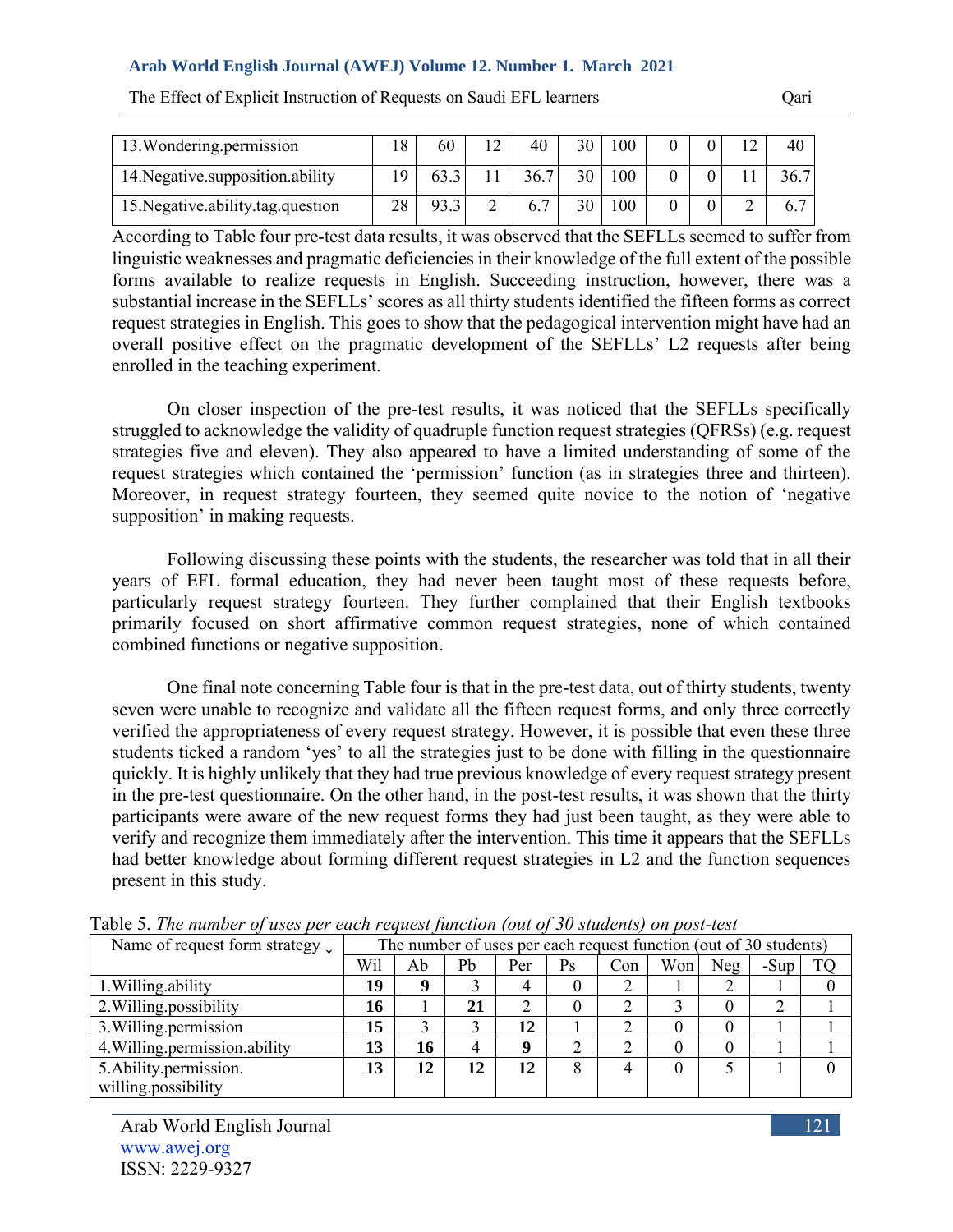| 13.Wondering.permission | 18 | 60 | 12 | 40 | 30 | 100 | 0 | 0 | 12 | 40 |
|---|---|---|---|---|---|---|---|---|---|---|
| 14.Negative.supposition.ability | 19 | 63.3 | 11 | 36.7 | 30 | 100 | 0 | 0 | 11 | 36.7 |
| 15.Negative.ability.tag.question | 28 | 93.3 | 2 | 6.7 | 30 | 100 | 0 | 0 | 2 | 6.7 |

According to Table four pre-test data results, it was observed that the SEFLLs seemed to suffer from linguistic weaknesses and pragmatic deficiencies in their knowledge of the full extent of the possible forms available to realize requests in English. Succeeding instruction, however, there was a substantial increase in the SEFLLs' scores as all thirty students identified the fifteen forms as correct request strategies in English. This goes to show that the pedagogical intervention might have had an overall positive effect on the pragmatic development of the SEFLLs' L2 requests after being enrolled in the teaching experiment.

On closer inspection of the pre-test results, it was noticed that the SEFLLs specifically struggled to acknowledge the validity of quadruple function request strategies (QFRSs) (e.g. request strategies five and eleven). They also appeared to have a limited understanding of some of the request strategies which contained the 'permission' function (as in strategies three and thirteen). Moreover, in request strategy fourteen, they seemed quite novice to the notion of 'negative supposition' in making requests.

Following discussing these points with the students, the researcher was told that in all their years of EFL formal education, they had never been taught most of these requests before, particularly request strategy fourteen. They further complained that their English textbooks primarily focused on short affirmative common request strategies, none of which contained combined functions or negative supposition.

One final note concerning Table four is that in the pre-test data, out of thirty students, twenty seven were unable to recognize and validate all the fifteen request forms, and only three correctly verified the appropriateness of every request strategy. However, it is possible that even these three students ticked a random 'yes' to all the strategies just to be done with filling in the questionnaire quickly. It is highly unlikely that they had true previous knowledge of every request strategy present in the pre-test questionnaire. On the other hand, in the post-test results, it was shown that the thirty participants were aware of the new request forms they had just been taught, as they were able to verify and recognize them immediately after the intervention. This time it appears that the SEFLLs had better knowledge about forming different request strategies in L2 and the function sequences present in this study.

Table 5. *The number of uses per each request function (out of 30 students) on post-test*

| Name of request form strategy ↓ | The number of uses per each request function (out of 30 students) | | | | | | | | | |
|---|---|---|---|---|---|---|---|---|---|---|
| | Wil | Ab | Pb | Per | Ps | Con | Won | Neg | -Sup | TQ |
| 1.Willing.ability | **19** | **9** | 3 | 4 | 0 | 2 | 1 | 2 | 1 | 0 |
| 2.Willing.possibility | **16** | 1 | **21** | 2 | 0 | 2 | 3 | 0 | 2 | 1 |
| 3.Willing.permission | **15** | 3 | 3 | **12** | 1 | 2 | 0 | 0 | 1 | 1 |
| 4.Willing.permission.ability | **13** | **16** | 4 | **9** | 2 | 2 | 0 | 0 | 1 | 1 |
| 5.Ability.permission. willing.possibility | **13** | **12** | **12** | **12** | 8 | 4 | 0 | 5 | 1 | 0 |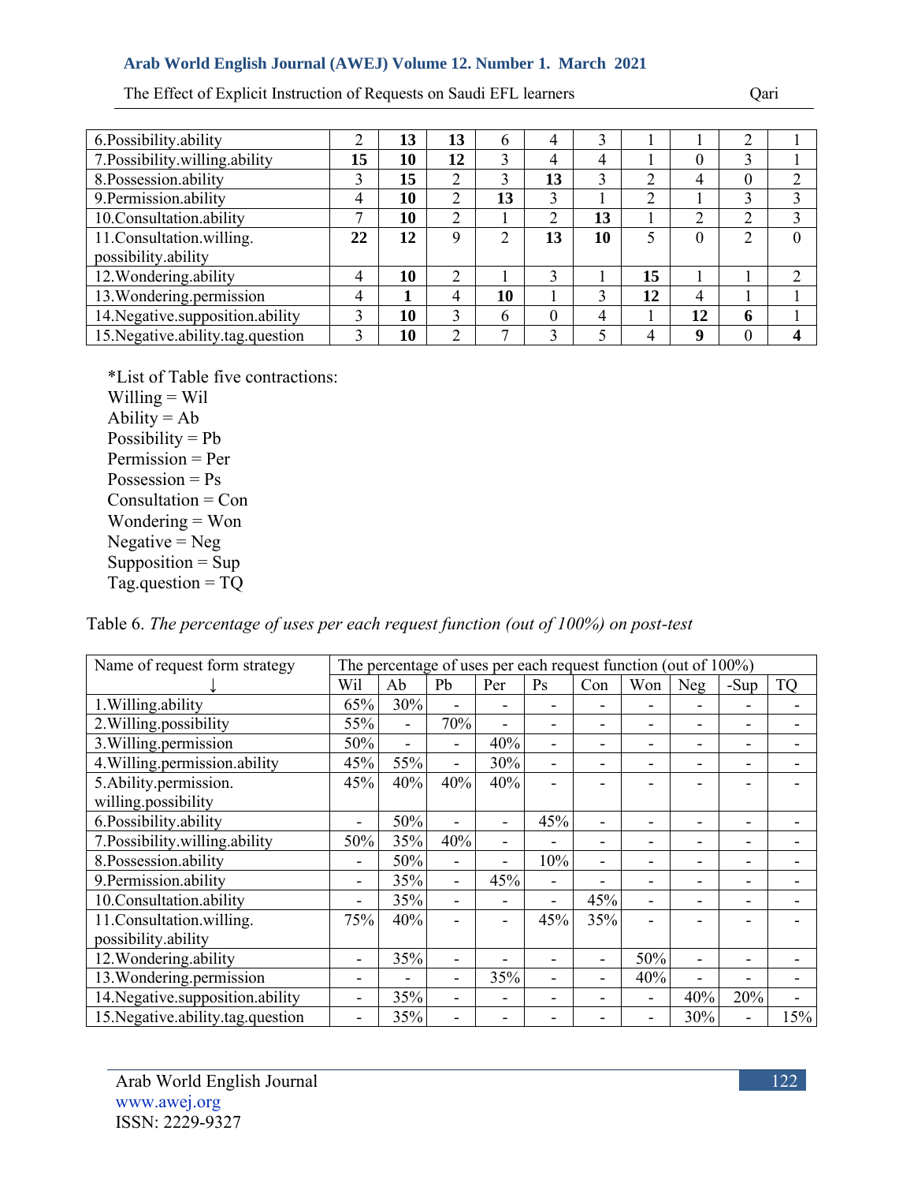| | | | | | | | | | | |
|---|---|---|---|---|---|---|---|---|---|---|
| 6.Possibility.ability | 2 | **13** | **13** | 6 | 4 | 3 | 1 | 1 | 2 | 1 |
| 7.Possibility.willing.ability | **15** | **10** | **12** | 3 | 4 | 4 | 1 | 0 | 3 | 1 |
| 8.Possession.ability | 3 | **15** | 2 | 3 | **13** | 3 | 2 | 4 | 0 | 2 |
| 9.Permission.ability | 4 | **10** | 2 | **13** | 3 | 1 | 2 | 1 | 3 | 3 |
| 10.Consultation.ability | 7 | **10** | 2 | 1 | 2 | **13** | 1 | 2 | 2 | 3 |
| 11.Consultation.willing. possibility.ability | **22** | **12** | 9 | 2 | **13** | **10** | 5 | 0 | 2 | 0 |
| 12.Wondering.ability | 4 | **10** | 2 | 1 | 3 | 1 | **15** | 1 | 1 | 2 |
| 13.Wondering.permission | 4 | **1** | 4 | **10** | 1 | 3 | **12** | 4 | 1 | 1 |
| 14.Negative.supposition.ability | 3 | **10** | 3 | 6 | 0 | 4 | 1 | **12** | **6** | 1 |
| 15.Negative.ability.tag.question | 3 | **10** | 2 | 7 | 3 | 5 | 4 | **9** | 0 | **4** |

*List of Table five contractions:
Willing = Wil
Ability = Ab
Possibility = Pb
Permission = Per
Possession = Ps
Consultation = Con
Wondering = Won
Negative = Neg
Supposition = Sup
Tag.question = TQ

Table 6. *The percentage of uses per each request function (out of 100%) on post-test*

| Name of request form strategy | The percentage of uses per each request function (out of 100%) | | | | | | | | | |
|---|---|---|---|---|---|---|---|---|---|---|
| ↓ | Wil | Ab | Pb | Per | Ps | Con | Won | Neg | -Sup | TQ |
| 1.Willing.ability | 65% | 30% | - | - | - | - | - | - | - | - |
| 2.Willing.possibility | 55% | - | 70% | - | - | - | - | - | - | - |
| 3.Willing.permission | 50% | - | - | 40% | - | - | - | - | - | - |
| 4.Willing.permission.ability | 45% | 55% | - | 30% | - | - | - | - | - | - |
| 5.Ability.permission. willing.possibility | 45% | 40% | 40% | 40% | - | - | - | - | - | - |
| 6.Possibility.ability | - | 50% | - | - | 45% | - | - | - | - | - |
| 7.Possibility.willing.ability | 50% | 35% | 40% | - | - | - | - | - | - | - |
| 8.Possession.ability | - | 50% | - | - | 10% | - | - | - | - | - |
| 9.Permission.ability | - | 35% | - | 45% | - | - | - | - | - | - |
| 10.Consultation.ability | - | 35% | - | - | - | 45% | - | - | - | - |
| 11.Consultation.willing. possibility.ability | 75% | 40% | - | - | 45% | 35% | - | - | - | - |
| 12.Wondering.ability | - | 35% | - | - | - | - | 50% | - | - | - |
| 13.Wondering.permission | - | - | - | 35% | - | - | 40% | - | - | - |
| 14.Negative.supposition.ability | - | 35% | - | - | - | - | - | 40% | 20% | - |
| 15.Negative.ability.tag.question | - | 35% | - | - | - | - | - | 30% | - | 15% |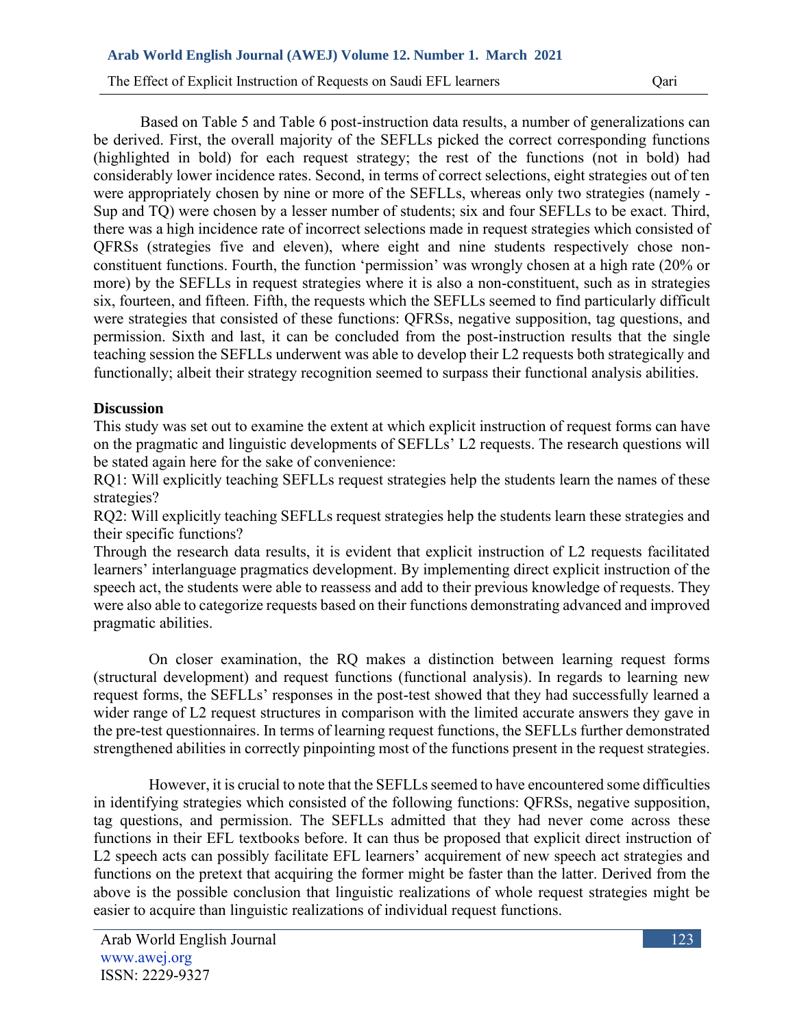Based on Table 5 and Table 6 post-instruction data results, a number of generalizations can be derived. First, the overall majority of the SEFLLs picked the correct corresponding functions (highlighted in bold) for each request strategy; the rest of the functions (not in bold) had considerably lower incidence rates. Second, in terms of correct selections, eight strategies out of ten were appropriately chosen by nine or more of the SEFLLs, whereas only two strategies (namely -Sup and TQ) were chosen by a lesser number of students; six and four SEFLLs to be exact. Third, there was a high incidence rate of incorrect selections made in request strategies which consisted of QFRSs (strategies five and eleven), where eight and nine students respectively chose non-constituent functions. Fourth, the function 'permission' was wrongly chosen at a high rate (20% or more) by the SEFLLs in request strategies where it is also a non-constituent, such as in strategies six, fourteen, and fifteen. Fifth, the requests which the SEFLLs seemed to find particularly difficult were strategies that consisted of these functions: QFRSs, negative supposition, tag questions, and permission. Sixth and last, it can be concluded from the post-instruction results that the single teaching session the SEFLLs underwent was able to develop their L2 requests both strategically and functionally; albeit their strategy recognition seemed to surpass their functional analysis abilities.

## Discussion

This study was set out to examine the extent at which explicit instruction of request forms can have on the pragmatic and linguistic developments of SEFLLs' L2 requests. The research questions will be stated again here for the sake of convenience:

RQ1: Will explicitly teaching SEFLLs request strategies help the students learn the names of these strategies?

RQ2: Will explicitly teaching SEFLLs request strategies help the students learn these strategies and their specific functions?

Through the research data results, it is evident that explicit instruction of L2 requests facilitated learners' interlanguage pragmatics development. By implementing direct explicit instruction of the speech act, the students were able to reassess and add to their previous knowledge of requests. They were also able to categorize requests based on their functions demonstrating advanced and improved pragmatic abilities.

On closer examination, the RQ makes a distinction between learning request forms (structural development) and request functions (functional analysis). In regards to learning new request forms, the SEFLLs' responses in the post-test showed that they had successfully learned a wider range of L2 request structures in comparison with the limited accurate answers they gave in the pre-test questionnaires. In terms of learning request functions, the SEFLLs further demonstrated strengthened abilities in correctly pinpointing most of the functions present in the request strategies.

However, it is crucial to note that the SEFLLs seemed to have encountered some difficulties in identifying strategies which consisted of the following functions: QFRSs, negative supposition, tag questions, and permission. The SEFLLs admitted that they had never come across these functions in their EFL textbooks before. It can thus be proposed that explicit direct instruction of L2 speech acts can possibly facilitate EFL learners' acquirement of new speech act strategies and functions on the pretext that acquiring the former might be faster than the latter. Derived from the above is the possible conclusion that linguistic realizations of whole request strategies might be easier to acquire than linguistic realizations of individual request functions.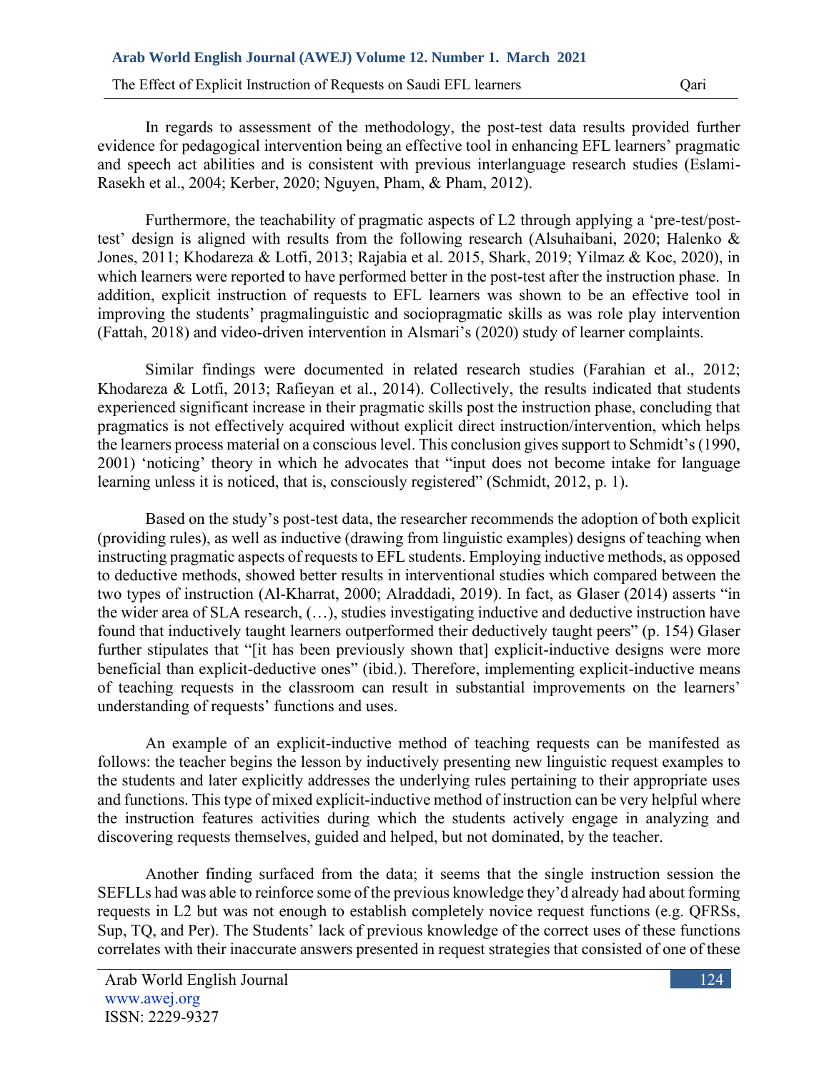In regards to assessment of the methodology, the post-test data results provided further evidence for pedagogical intervention being an effective tool in enhancing EFL learners' pragmatic and speech act abilities and is consistent with previous interlanguage research studies (Eslami-Rasekh et al., 2004; Kerber, 2020; Nguyen, Pham, & Pham, 2012).

Furthermore, the teachability of pragmatic aspects of L2 through applying a 'pre-test/post-test' design is aligned with results from the following research (Alsuhaibani, 2020; Halenko & Jones, 2011; Khodareza & Lotfi, 2013; Rajabia et al. 2015, Shark, 2019; Yilmaz & Koc, 2020), in which learners were reported to have performed better in the post-test after the instruction phase. In addition, explicit instruction of requests to EFL learners was shown to be an effective tool in improving the students' pragmalinguistic and sociopragmatic skills as was role play intervention (Fattah, 2018) and video-driven intervention in Alsmari's (2020) study of learner complaints.

Similar findings were documented in related research studies (Farahian et al., 2012; Khodareza & Lotfi, 2013; Rafieyan et al., 2014). Collectively, the results indicated that students experienced significant increase in their pragmatic skills post the instruction phase, concluding that pragmatics is not effectively acquired without explicit direct instruction/intervention, which helps the learners process material on a conscious level. This conclusion gives support to Schmidt's (1990, 2001) 'noticing' theory in which he advocates that "input does not become intake for language learning unless it is noticed, that is, consciously registered" (Schmidt, 2012, p. 1).

Based on the study's post-test data, the researcher recommends the adoption of both explicit (providing rules), as well as inductive (drawing from linguistic examples) designs of teaching when instructing pragmatic aspects of requests to EFL students. Employing inductive methods, as opposed to deductive methods, showed better results in interventional studies which compared between the two types of instruction (Al-Kharrat, 2000; Alraddadi, 2019). In fact, as Glaser (2014) asserts "in the wider area of SLA research, (…), studies investigating inductive and deductive instruction have found that inductively taught learners outperformed their deductively taught peers" (p. 154) Glaser further stipulates that "[it has been previously shown that] explicit-inductive designs were more beneficial than explicit-deductive ones" (ibid.). Therefore, implementing explicit-inductive means of teaching requests in the classroom can result in substantial improvements on the learners' understanding of requests' functions and uses.

An example of an explicit-inductive method of teaching requests can be manifested as follows: the teacher begins the lesson by inductively presenting new linguistic request examples to the students and later explicitly addresses the underlying rules pertaining to their appropriate uses and functions. This type of mixed explicit-inductive method of instruction can be very helpful where the instruction features activities during which the students actively engage in analyzing and discovering requests themselves, guided and helped, but not dominated, by the teacher.

Another finding surfaced from the data; it seems that the single instruction session the SEFLLs had was able to reinforce some of the previous knowledge they'd already had about forming requests in L2 but was not enough to establish completely novice request functions (e.g. QFRSs, Sup, TQ, and Per). The Students' lack of previous knowledge of the correct uses of these functions correlates with their inaccurate answers presented in request strategies that consisted of one of these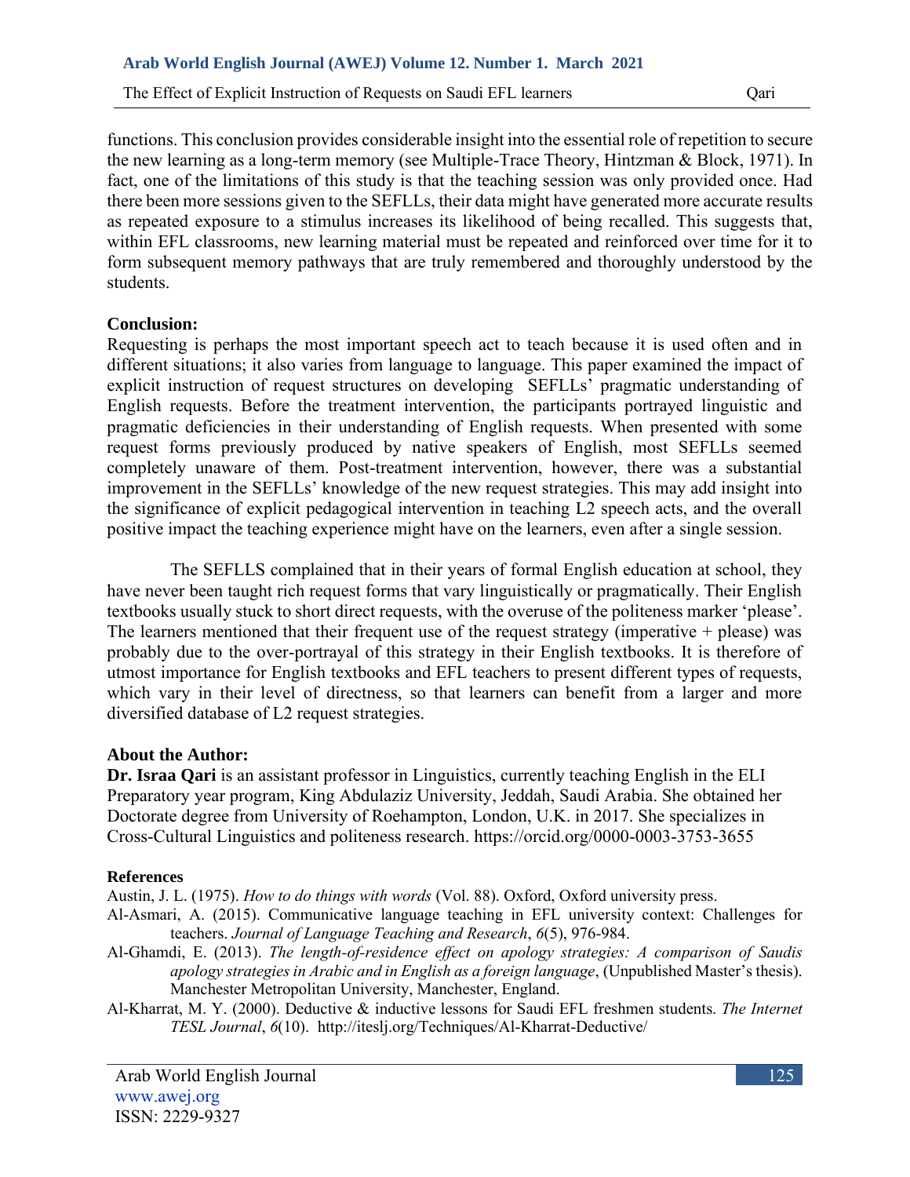functions. This conclusion provides considerable insight into the essential role of repetition to secure the new learning as a long-term memory (see Multiple-Trace Theory, Hintzman & Block, 1971). In fact, one of the limitations of this study is that the teaching session was only provided once. Had there been more sessions given to the SEFLLs, their data might have generated more accurate results as repeated exposure to a stimulus increases its likelihood of being recalled. This suggests that, within EFL classrooms, new learning material must be repeated and reinforced over time for it to form subsequent memory pathways that are truly remembered and thoroughly understood by the students.

## Conclusion:

Requesting is perhaps the most important speech act to teach because it is used often and in different situations; it also varies from language to language. This paper examined the impact of explicit instruction of request structures on developing SEFLLs' pragmatic understanding of English requests. Before the treatment intervention, the participants portrayed linguistic and pragmatic deficiencies in their understanding of English requests. When presented with some request forms previously produced by native speakers of English, most SEFLLs seemed completely unaware of them. Post-treatment intervention, however, there was a substantial improvement in the SEFLLs' knowledge of the new request strategies. This may add insight into the significance of explicit pedagogical intervention in teaching L2 speech acts, and the overall positive impact the teaching experience might have on the learners, even after a single session.

The SEFLLS complained that in their years of formal English education at school, they have never been taught rich request forms that vary linguistically or pragmatically. Their English textbooks usually stuck to short direct requests, with the overuse of the politeness marker 'please'. The learners mentioned that their frequent use of the request strategy (imperative + please) was probably due to the over-portrayal of this strategy in their English textbooks. It is therefore of utmost importance for English textbooks and EFL teachers to present different types of requests, which vary in their level of directness, so that learners can benefit from a larger and more diversified database of L2 request strategies.

## About the Author:

**Dr. Israa Qari** is an assistant professor in Linguistics, currently teaching English in the ELI Preparatory year program, King Abdulaziz University, Jeddah, Saudi Arabia. She obtained her Doctorate degree from University of Roehampton, London, U.K. in 2017. She specializes in Cross-Cultural Linguistics and politeness research. https://orcid.org/0000-0003-3753-3655

## References

Austin, J. L. (1975). *How to do things with words* (Vol. 88). Oxford, Oxford university press.

Al-Asmari, A. (2015). Communicative language teaching in EFL university context: Challenges for teachers. *Journal of Language Teaching and Research*, *6*(5), 976-984.

Al-Ghamdi, E. (2013). *The length-of-residence effect on apology strategies: A comparison of Saudis apology strategies in Arabic and in English as a foreign language*, (Unpublished Master's thesis). Manchester Metropolitan University, Manchester, England.

Al-Kharrat, M. Y. (2000). Deductive & inductive lessons for Saudi EFL freshmen students. *The Internet TESL Journal*, *6*(10). http://iteslj.org/Techniques/Al-Kharrat-Deductive/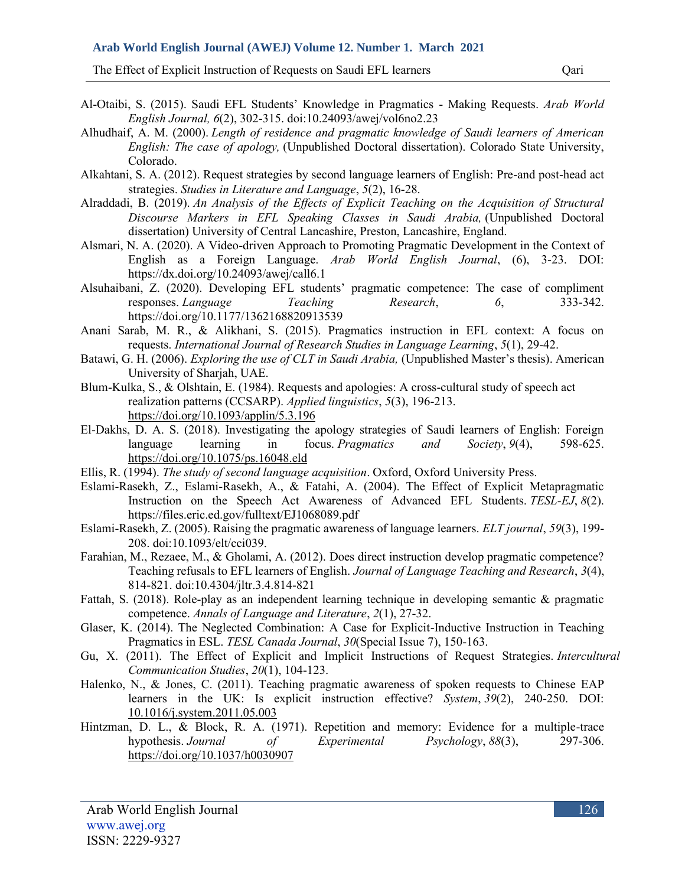Al-Otaibi, S. (2015). Saudi EFL Students' Knowledge in Pragmatics - Making Requests. *Arab World English Journal, 6*(2), 302-315. doi:10.24093/awej/vol6no2.23

Alhudhaif, A. M. (2000). *Length of residence and pragmatic knowledge of Saudi learners of American English: The case of apology,* (Unpublished Doctoral dissertation). Colorado State University, Colorado.

Alkahtani, S. A. (2012). Request strategies by second language learners of English: Pre-and post-head act strategies. *Studies in Literature and Language*, *5*(2), 16-28.

Alraddadi, B. (2019). *An Analysis of the Effects of Explicit Teaching on the Acquisition of Structural Discourse Markers in EFL Speaking Classes in Saudi Arabia,* (Unpublished Doctoral dissertation) University of Central Lancashire, Preston, Lancashire, England.

Alsmari, N. A. (2020). A Video-driven Approach to Promoting Pragmatic Development in the Context of English as a Foreign Language. *Arab World English Journal*, (6), 3-23. DOI: https://dx.doi.org/10.24093/awej/call6.1

Alsuhaibani, Z. (2020). Developing EFL students' pragmatic competence: The case of compliment responses. *Language Teaching Research*, *6*, 333-342. https://doi.org/10.1177/1362168820913539

Anani Sarab, M. R., & Alikhani, S. (2015). Pragmatics instruction in EFL context: A focus on requests. *International Journal of Research Studies in Language Learning*, *5*(1), 29-42.

Batawi, G. H. (2006). *Exploring the use of CLT in Saudi Arabia,* (Unpublished Master's thesis). American University of Sharjah, UAE.

Blum-Kulka, S., & Olshtain, E. (1984). Requests and apologies: A cross-cultural study of speech act realization patterns (CCSARP). *Applied linguistics*, *5*(3), 196-213. https://doi.org/10.1093/applin/5.3.196

El-Dakhs, D. A. S. (2018). Investigating the apology strategies of Saudi learners of English: Foreign language learning in focus. *Pragmatics and Society*, *9*(4), 598-625. https://doi.org/10.1075/ps.16048.eld

Ellis, R. (1994). *The study of second language acquisition*. Oxford, Oxford University Press.

Eslami-Rasekh, Z., Eslami-Rasekh, A., & Fatahi, A. (2004). The Effect of Explicit Metapragmatic Instruction on the Speech Act Awareness of Advanced EFL Students. *TESL-EJ*, *8*(2). https://files.eric.ed.gov/fulltext/EJ1068089.pdf

Eslami-Rasekh, Z. (2005). Raising the pragmatic awareness of language learners. *ELT journal*, *59*(3), 199-208. doi:10.1093/elt/cci039.

Farahian, M., Rezaee, M., & Gholami, A. (2012). Does direct instruction develop pragmatic competence? Teaching refusals to EFL learners of English. *Journal of Language Teaching and Research*, *3*(4), 814-821. doi:10.4304/jltr.3.4.814-821

Fattah, S. (2018). Role-play as an independent learning technique in developing semantic & pragmatic competence. *Annals of Language and Literature*, *2*(1), 27-32.

Glaser, K. (2014). The Neglected Combination: A Case for Explicit-Inductive Instruction in Teaching Pragmatics in ESL. *TESL Canada Journal*, *30*(Special Issue 7), 150-163.

Gu, X. (2011). The Effect of Explicit and Implicit Instructions of Request Strategies. *Intercultural Communication Studies*, *20*(1), 104-123.

Halenko, N., & Jones, C. (2011). Teaching pragmatic awareness of spoken requests to Chinese EAP learners in the UK: Is explicit instruction effective? *System*, *39*(2), 240-250. DOI: 10.1016/j.system.2011.05.003

Hintzman, D. L., & Block, R. A. (1971). Repetition and memory: Evidence for a multiple-trace hypothesis. *Journal of Experimental Psychology*, *88*(3), 297-306. https://doi.org/10.1037/h0030907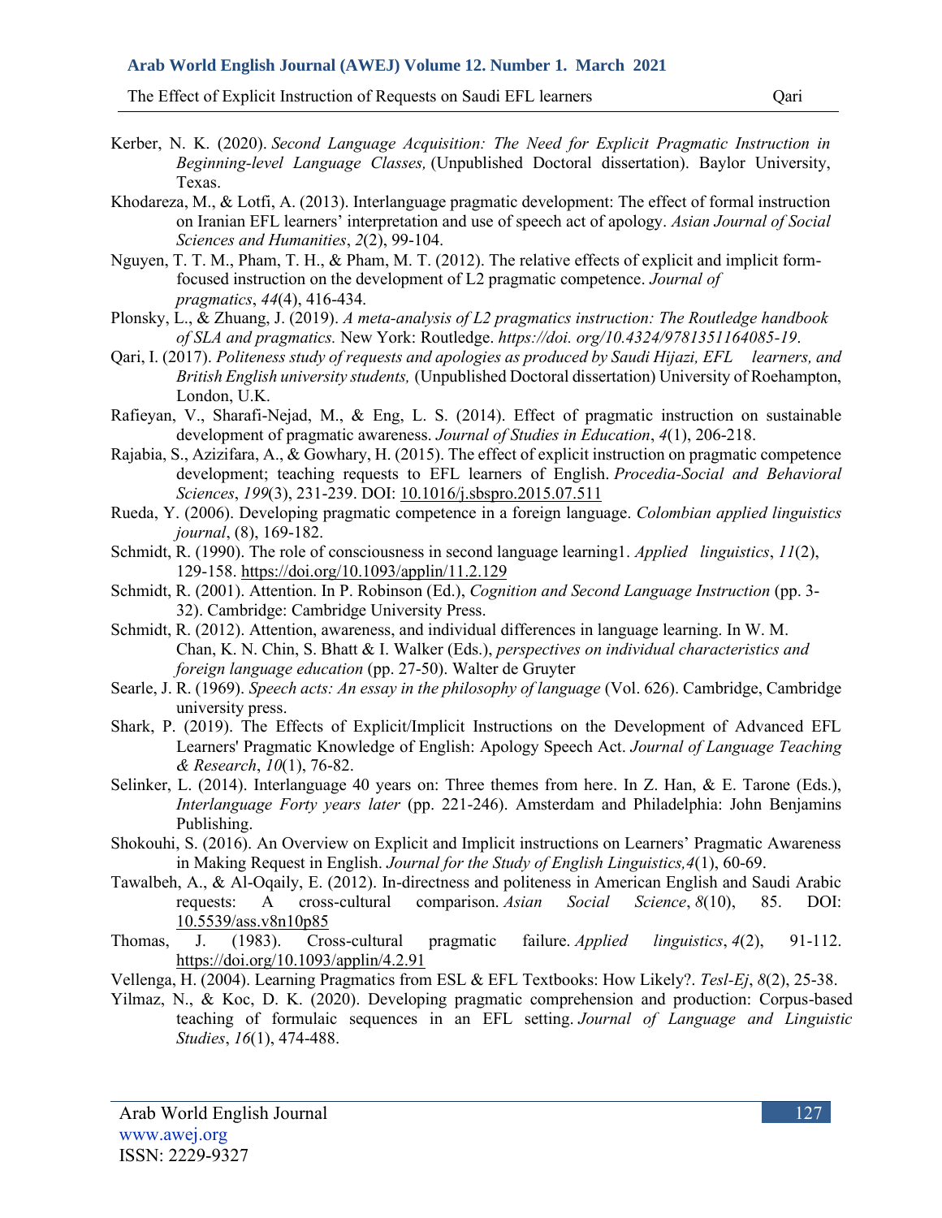Kerber, N. K. (2020). *Second Language Acquisition: The Need for Explicit Pragmatic Instruction in Beginning-level Language Classes,* (Unpublished Doctoral dissertation). Baylor University, Texas.

Khodareza, M., & Lotfi, A. (2013). Interlanguage pragmatic development: The effect of formal instruction on Iranian EFL learners' interpretation and use of speech act of apology. *Asian Journal of Social Sciences and Humanities*, *2*(2), 99-104.

Nguyen, T. T. M., Pham, T. H., & Pham, M. T. (2012). The relative effects of explicit and implicit form-focused instruction on the development of L2 pragmatic competence. *Journal of pragmatics*, *44*(4), 416-434.

Plonsky, L., & Zhuang, J. (2019). *A meta-analysis of L2 pragmatics instruction: The Routledge handbook of SLA and pragmatics.* New York: Routledge. *https://doi. org/10.4324/9781351164085-19*.

Qari, I. (2017). *Politeness study of requests and apologies as produced by Saudi Hijazi, EFL learners, and British English university students,* (Unpublished Doctoral dissertation) University of Roehampton, London, U.K.

Rafieyan, V., Sharafi-Nejad, M., & Eng, L. S. (2014). Effect of pragmatic instruction on sustainable development of pragmatic awareness. *Journal of Studies in Education*, *4*(1), 206-218.

Rajabia, S., Azizifara, A., & Gowhary, H. (2015). The effect of explicit instruction on pragmatic competence development; teaching requests to EFL learners of English. *Procedia-Social and Behavioral Sciences*, *199*(3), 231-239. DOI: 10.1016/j.sbspro.2015.07.511

Rueda, Y. (2006). Developing pragmatic competence in a foreign language. *Colombian applied linguistics journal*, (8), 169-182.

Schmidt, R. (1990). The role of consciousness in second language learning1. *Applied linguistics*, *11*(2), 129-158. https://doi.org/10.1093/applin/11.2.129

Schmidt, R. (2001). Attention. In P. Robinson (Ed.), *Cognition and Second Language Instruction* (pp. 3-32). Cambridge: Cambridge University Press.

Schmidt, R. (2012). Attention, awareness, and individual differences in language learning. In W. M. Chan, K. N. Chin, S. Bhatt & I. Walker (Eds.), *perspectives on individual characteristics and foreign language education* (pp. 27-50). Walter de Gruyter

Searle, J. R. (1969). *Speech acts: An essay in the philosophy of language* (Vol. 626). Cambridge, Cambridge university press.

Shark, P. (2019). The Effects of Explicit/Implicit Instructions on the Development of Advanced EFL Learners' Pragmatic Knowledge of English: Apology Speech Act. *Journal of Language Teaching & Research*, *10*(1), 76-82.

Selinker, L. (2014). Interlanguage 40 years on: Three themes from here. In Z. Han, & E. Tarone (Eds.), *Interlanguage Forty years later* (pp. 221-246). Amsterdam and Philadelphia: John Benjamins Publishing.

Shokouhi, S. (2016). An Overview on Explicit and Implicit instructions on Learners' Pragmatic Awareness in Making Request in English. *Journal for the Study of English Linguistics,4*(1), 60-69.

Tawalbeh, A., & Al-Oqaily, E. (2012). In-directness and politeness in American English and Saudi Arabic requests: A cross-cultural comparison. *Asian Social Science*, *8*(10), 85. DOI: 10.5539/ass.v8n10p85

Thomas, J. (1983). Cross-cultural pragmatic failure. *Applied linguistics*, *4*(2), 91-112. https://doi.org/10.1093/applin/4.2.91

Vellenga, H. (2004). Learning Pragmatics from ESL & EFL Textbooks: How Likely?. *Tesl-Ej*, *8*(2), 25-38.

Yilmaz, N., & Koc, D. K. (2020). Developing pragmatic comprehension and production: Corpus-based teaching of formulaic sequences in an EFL setting. *Journal of Language and Linguistic Studies*, *16*(1), 474-488.